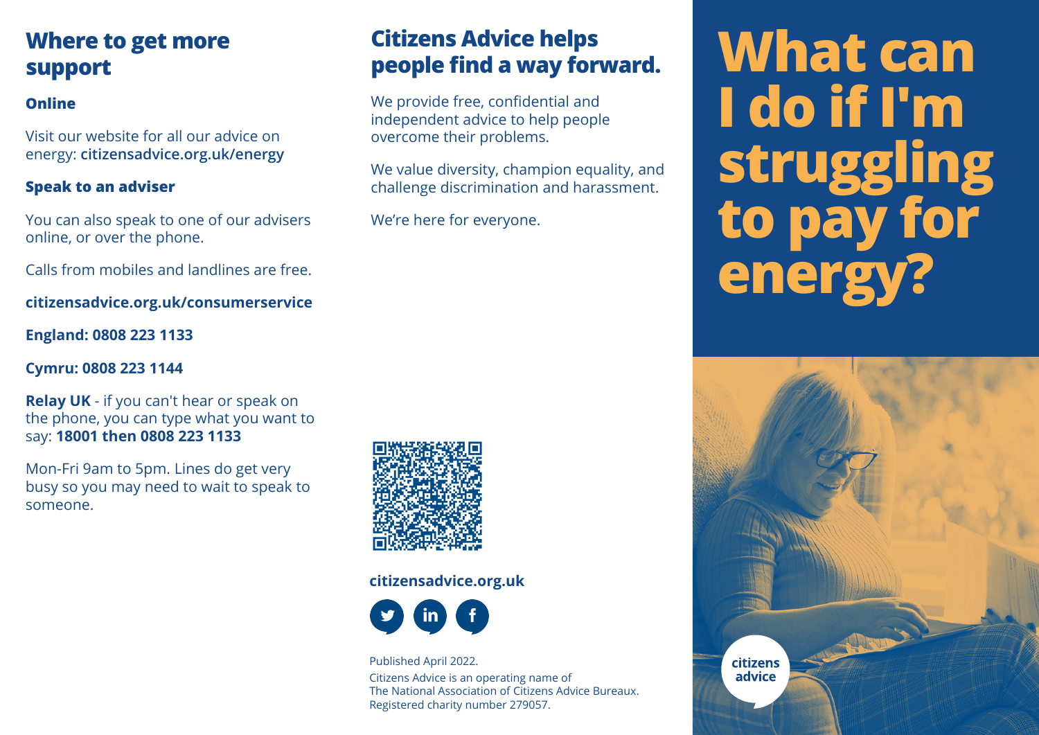## Where to get more support

### Online

Visit our website for all our advice on energy: **citizensadvice.org.uk/energy**

### Speak to an adviser

You can also speak to one of our advisers online, or over the phone.

Calls from mobiles and landlines are free.

**citizensadvice.org.uk/consumerservice**

**England: 0808 223 1133**

**Cymru: 0808 223 1144**

**Relay UK** - if you can't hear or speak on the phone, you can type what you want to say: **18001 then 0808 223 1133**

Mon-Fri 9am to 5pm. Lines do get very busy so you may need to wait to speak to someone.

## Citizens Advice helps people find a way forward.

We provide free, confidential and independent advice to help people overcome their problems.

We value diversity, champion equality, and challenge discrimination and harassment.

We're here for everyone.

**citizensadvice.org.uk**

Published April 2022.

Citizens Advice is an operating name of The National Association of Citizens Advice Bureaux. Registered charity number 279057.

# What can I do if I'm struggling to pay for energy?

citizens advice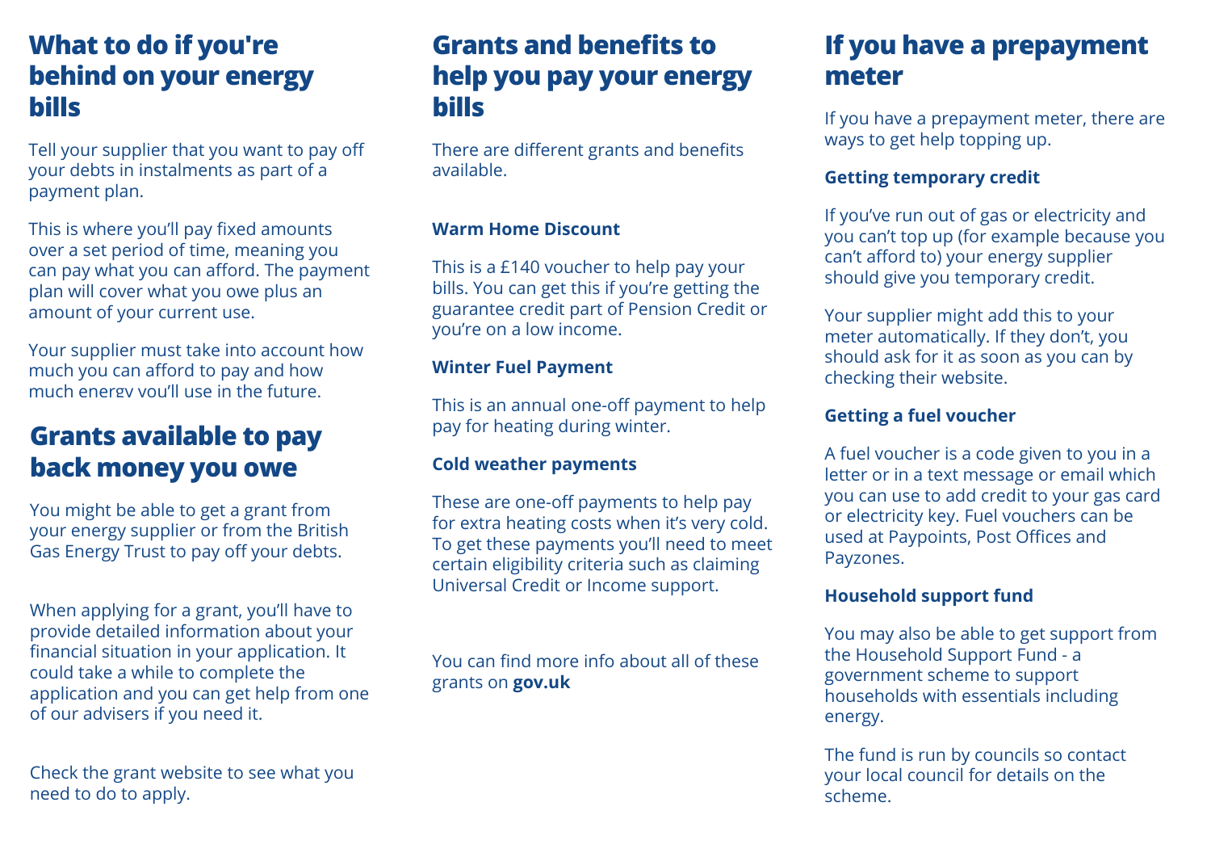## What to do if you're behind on your energy bills

Tell your supplier that you want to pay off your debts in instalments as part of a payment plan.

This is where you'll pay fixed amounts over a set period of time, meaning you can pay what you can afford. The payment plan will cover what you owe plus an amount of your current use.

Your supplier must take into account how much you can afford to pay and how much energy you'll use in the future.

## Grants available to pay back money you owe

You might be able to get a grant from your energy supplier or from the British Gas Energy Trust to pay off your debts.

When applying for a grant, you'll have to provide detailed information about your financial situation in your application. It could take a while to complete the application and you can get help from one of our advisers if you need it.

Check the grant website to see what you need to do to apply.

## Grants and benefits to help you pay your energy bills

There are different grants and benefits available.

**Warm Home Discount**

This is a £140 voucher to help pay your bills. You can get this if you're getting the guarantee credit part of Pension Credit or you're on a low income.

**Winter Fuel Payment**

This is an annual one-off payment to help pay for heating during winter.

**Cold weather payments**

These are one-off payments to help pay for extra heating costs when it's very cold. To get these payments you'll need to meet certain eligibility criteria such as claiming Universal Credit or Income support.

You can find more info about all of these grants on **gov.uk**

## If you have a prepayment meter

If you have a prepayment meter, there are ways to get help topping up.

**Getting temporary credit**

If you've run out of gas or electricity and you can't top up (for example because you can't afford to) your energy supplier should give you temporary credit.

Your supplier might add this to your meter automatically. If they don't, you should ask for it as soon as you can by checking their website.

**Getting a fuel voucher**

A fuel voucher is a code given to you in a letter or in a text message or email which you can use to add credit to your gas card or electricity key. Fuel vouchers can be used at Paypoints, Post Offices and Payzones.

**Household support fund**

You may also be able to get support from the Household Support Fund - a government scheme to support households with essentials including energy.

The fund is run by councils so contact your local council for details on the scheme.